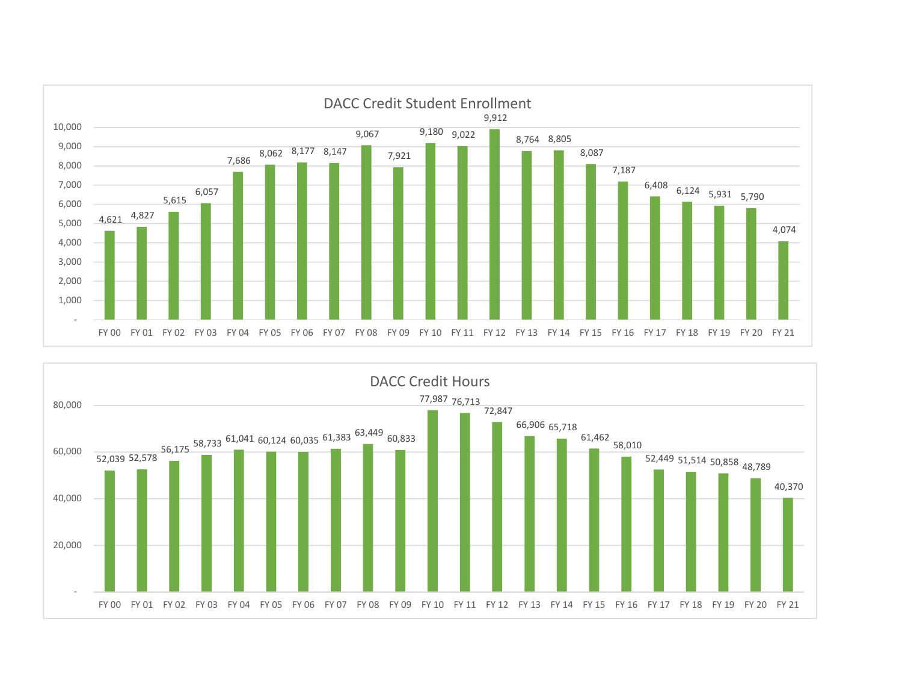## DACC Credit Student Enrollment

| Fiscal Year | Enrollment |
|---|---|
| FY 00 | 4,621 |
| FY 01 | 4,827 |
| FY 02 | 5,615 |
| FY 03 | 6,057 |
| FY 04 | 7,686 |
| FY 05 | 8,062 |
| FY 06 | 8,177 |
| FY 07 | 8,147 |
| FY 08 | 9,067 |
| FY 09 | 7,921 |
| FY 10 | 9,180 |
| FY 11 | 9,022 |
| FY 12 | 9,912 |
| FY 13 | 8,764 |
| FY 14 | 8,805 |
| FY 15 | 8,087 |
| FY 16 | 7,187 |
| FY 17 | 6,408 |
| FY 18 | 6,124 |
| FY 19 | 5,931 |
| FY 20 | 5,790 |
| FY 21 | 4,074 |

## DACC Credit Hours

| Fiscal Year | Credit Hours |
|---|---|
| FY 00 | 52,039 |
| FY 01 | 52,578 |
| FY 02 | 56,175 |
| FY 03 | 58,733 |
| FY 04 | 61,041 |
| FY 05 | 60,124 |
| FY 06 | 60,035 |
| FY 07 | 61,383 |
| FY 08 | 63,449 |
| FY 09 | 60,833 |
| FY 10 | 77,987 |
| FY 11 | 76,713 |
| FY 12 | 72,847 |
| FY 13 | 66,906 |
| FY 14 | 65,718 |
| FY 15 | 61,462 |
| FY 16 | 58,010 |
| FY 17 | 52,449 |
| FY 18 | 51,514 |
| FY 19 | 50,858 |
| FY 20 | 48,789 |
| FY 21 | 40,370 |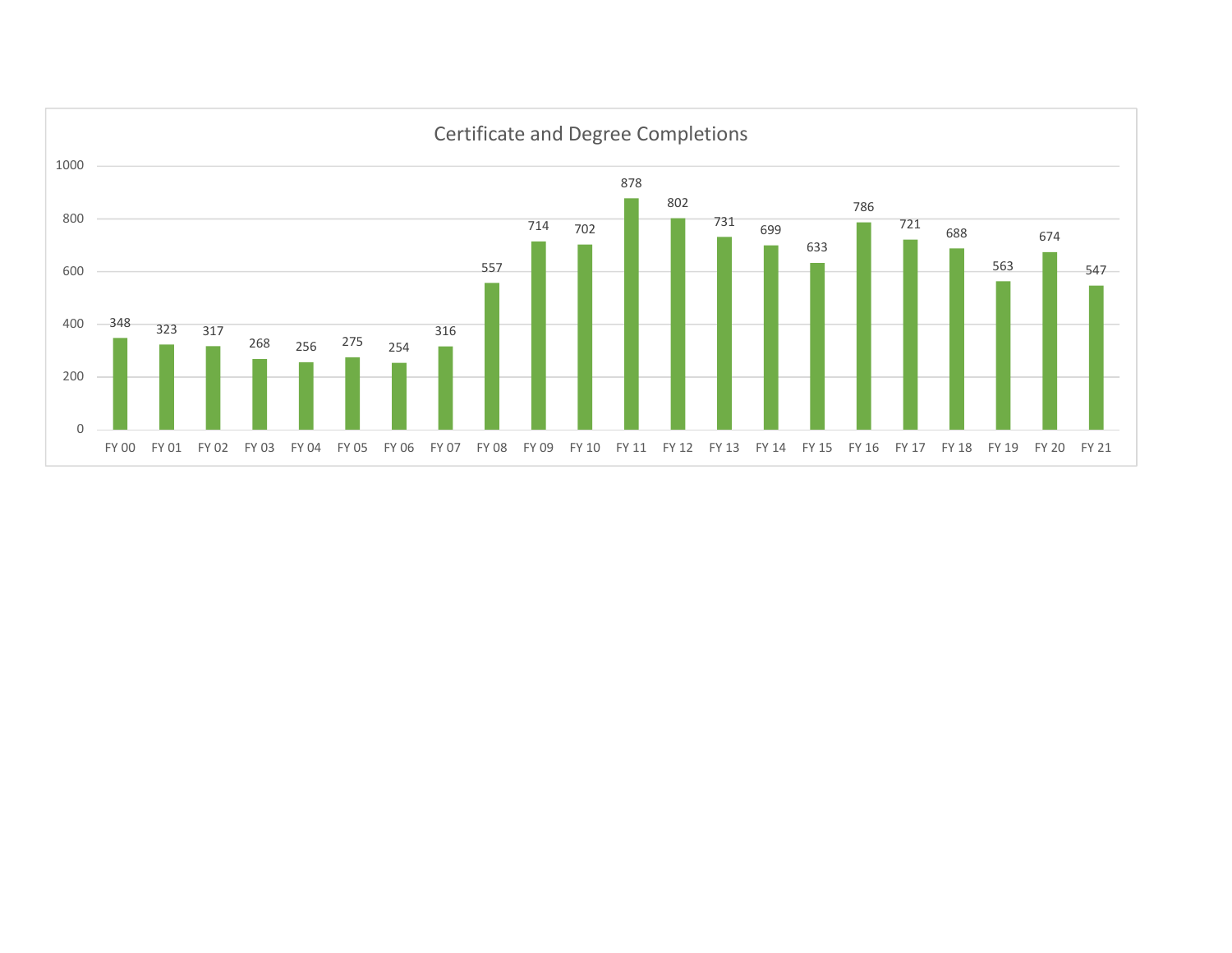Certificate and Degree Completions

1000
800
600
400
200
0

348 323 317 268 256 275 254 316 557 714 702 878 802 731 699 633 786 721 688 563 674 547

FY 00 FY 01 FY 02 FY 03 FY 04 FY 05 FY 06 FY 07 FY 08 FY 09 FY 10 FY 11 FY 12 FY 13 FY 14 FY 15 FY 16 FY 17 FY 18 FY 19 FY 20 FY 21